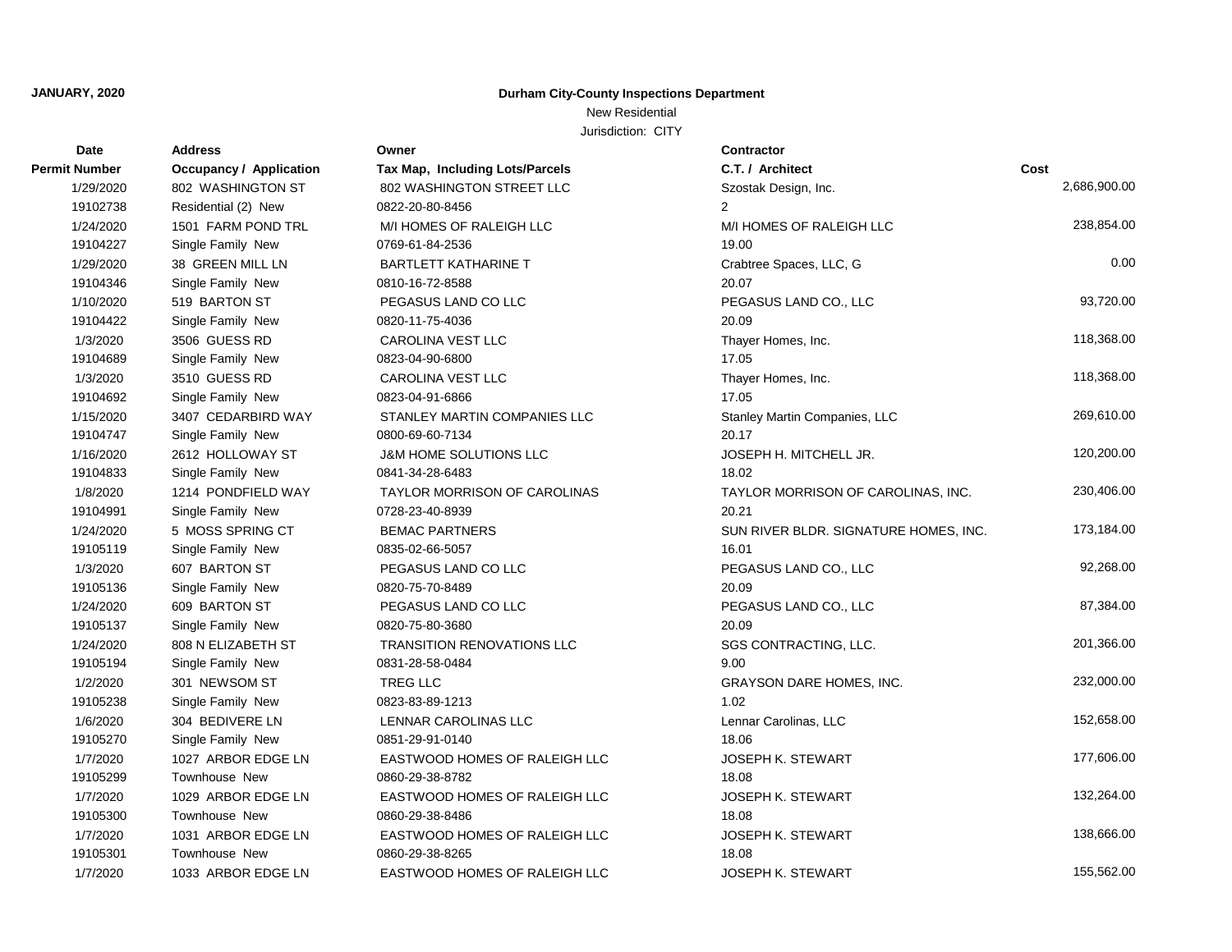**JANUARY, 2020**

**Durham City-County Inspections Department**

New Residential

Jurisdiction: CITY

| Date / Permit Number | Address / Occupancy / Application | Owner / Tax Map, Including Lots/Parcels | Contractor / C.T. / Architect | Cost |
|---|---|---|---|---|
| 1/29/2020 | 802 WASHINGTON ST | 802 WASHINGTON STREET LLC | Szostak Design, Inc. | 2,686,900.00 |
| 19102738 | Residential (2) New | 0822-20-80-8456 | 2 | |
| 1/24/2020 | 1501 FARM POND TRL | M/I HOMES OF RALEIGH LLC | M/I HOMES OF RALEIGH LLC | 238,854.00 |
| 19104227 | Single Family New | 0769-61-84-2536 | 19.00 | |
| 1/29/2020 | 38 GREEN MILL LN | BARTLETT KATHARINE T | Crabtree Spaces, LLC, G | 0.00 |
| 19104346 | Single Family New | 0810-16-72-8588 | 20.07 | |
| 1/10/2020 | 519 BARTON ST | PEGASUS LAND CO LLC | PEGASUS LAND CO., LLC | 93,720.00 |
| 19104422 | Single Family New | 0820-11-75-4036 | 20.09 | |
| 1/3/2020 | 3506 GUESS RD | CAROLINA VEST LLC | Thayer Homes, Inc. | 118,368.00 |
| 19104689 | Single Family New | 0823-04-90-6800 | 17.05 | |
| 1/3/2020 | 3510 GUESS RD | CAROLINA VEST LLC | Thayer Homes, Inc. | 118,368.00 |
| 19104692 | Single Family New | 0823-04-91-6866 | 17.05 | |
| 1/15/2020 | 3407 CEDARBIRD WAY | STANLEY MARTIN COMPANIES LLC | Stanley Martin Companies, LLC | 269,610.00 |
| 19104747 | Single Family New | 0800-69-60-7134 | 20.17 | |
| 1/16/2020 | 2612 HOLLOWAY ST | J&M HOME SOLUTIONS LLC | JOSEPH H. MITCHELL JR. | 120,200.00 |
| 19104833 | Single Family New | 0841-34-28-6483 | 18.02 | |
| 1/8/2020 | 1214 PONDFIELD WAY | TAYLOR MORRISON OF CAROLINAS | TAYLOR MORRISON OF CAROLINAS, INC. | 230,406.00 |
| 19104991 | Single Family New | 0728-23-40-8939 | 20.21 | |
| 1/24/2020 | 5 MOSS SPRING CT | BEMAC PARTNERS | SUN RIVER BLDR. SIGNATURE HOMES, INC. | 173,184.00 |
| 19105119 | Single Family New | 0835-02-66-5057 | 16.01 | |
| 1/3/2020 | 607 BARTON ST | PEGASUS LAND CO LLC | PEGASUS LAND CO., LLC | 92,268.00 |
| 19105136 | Single Family New | 0820-75-70-8489 | 20.09 | |
| 1/24/2020 | 609 BARTON ST | PEGASUS LAND CO LLC | PEGASUS LAND CO., LLC | 87,384.00 |
| 19105137 | Single Family New | 0820-75-80-3680 | 20.09 | |
| 1/24/2020 | 808 N ELIZABETH ST | TRANSITION RENOVATIONS LLC | SGS CONTRACTING, LLC. | 201,366.00 |
| 19105194 | Single Family New | 0831-28-58-0484 | 9.00 | |
| 1/2/2020 | 301 NEWSOM ST | TREG LLC | GRAYSON DARE HOMES, INC. | 232,000.00 |
| 19105238 | Single Family New | 0823-83-89-1213 | 1.02 | |
| 1/6/2020 | 304 BEDIVERE LN | LENNAR CAROLINAS LLC | Lennar Carolinas, LLC | 152,658.00 |
| 19105270 | Single Family New | 0851-29-91-0140 | 18.06 | |
| 1/7/2020 | 1027 ARBOR EDGE LN | EASTWOOD HOMES OF RALEIGH LLC | JOSEPH K. STEWART | 177,606.00 |
| 19105299 | Townhouse New | 0860-29-38-8782 | 18.08 | |
| 1/7/2020 | 1029 ARBOR EDGE LN | EASTWOOD HOMES OF RALEIGH LLC | JOSEPH K. STEWART | 132,264.00 |
| 19105300 | Townhouse New | 0860-29-38-8486 | 18.08 | |
| 1/7/2020 | 1031 ARBOR EDGE LN | EASTWOOD HOMES OF RALEIGH LLC | JOSEPH K. STEWART | 138,666.00 |
| 19105301 | Townhouse New | 0860-29-38-8265 | 18.08 | |
| 1/7/2020 | 1033 ARBOR EDGE LN | EASTWOOD HOMES OF RALEIGH LLC | JOSEPH K. STEWART | 155,562.00 |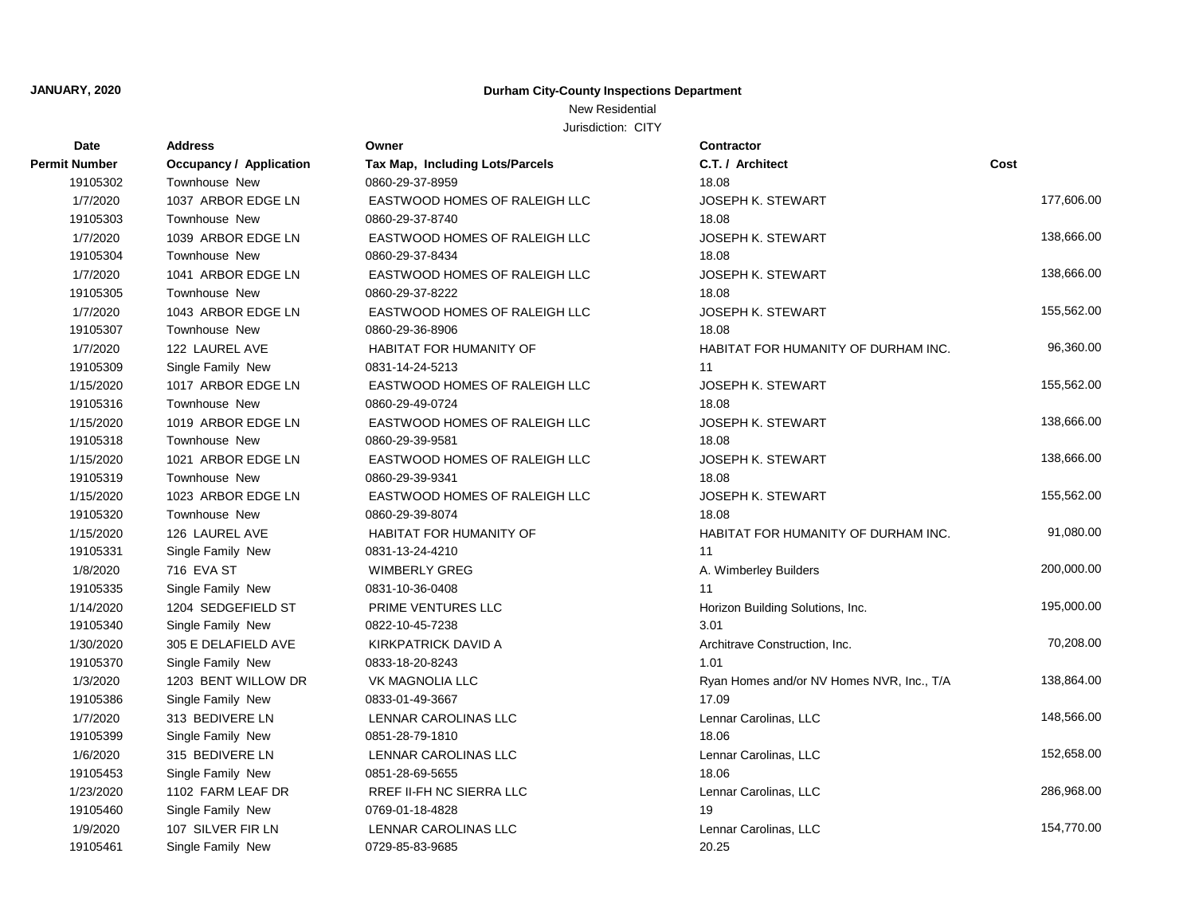**JANUARY, 2020**

**Durham City-County Inspections Department**

New Residential

Jurisdiction: CITY

| Date | Address | Owner | Contractor | |
|---|---|---|---|---|
| **Permit Number** | **Occupancy / Application** | **Tax Map, Including Lots/Parcels** | **C.T. / Architect** | **Cost** |
| 19105302 | Townhouse New | 0860-29-37-8959 | 18.08 | |
| 1/7/2020 | 1037 ARBOR EDGE LN | EASTWOOD HOMES OF RALEIGH LLC | JOSEPH K. STEWART | 177,606.00 |
| 19105303 | Townhouse New | 0860-29-37-8740 | 18.08 | |
| 1/7/2020 | 1039 ARBOR EDGE LN | EASTWOOD HOMES OF RALEIGH LLC | JOSEPH K. STEWART | 138,666.00 |
| 19105304 | Townhouse New | 0860-29-37-8434 | 18.08 | |
| 1/7/2020 | 1041 ARBOR EDGE LN | EASTWOOD HOMES OF RALEIGH LLC | JOSEPH K. STEWART | 138,666.00 |
| 19105305 | Townhouse New | 0860-29-37-8222 | 18.08 | |
| 1/7/2020 | 1043 ARBOR EDGE LN | EASTWOOD HOMES OF RALEIGH LLC | JOSEPH K. STEWART | 155,562.00 |
| 19105307 | Townhouse New | 0860-29-36-8906 | 18.08 | |
| 1/7/2020 | 122 LAUREL AVE | HABITAT FOR HUMANITY OF | HABITAT FOR HUMANITY OF DURHAM INC. | 96,360.00 |
| 19105309 | Single Family New | 0831-14-24-5213 | 11 | |
| 1/15/2020 | 1017 ARBOR EDGE LN | EASTWOOD HOMES OF RALEIGH LLC | JOSEPH K. STEWART | 155,562.00 |
| 19105316 | Townhouse New | 0860-29-49-0724 | 18.08 | |
| 1/15/2020 | 1019 ARBOR EDGE LN | EASTWOOD HOMES OF RALEIGH LLC | JOSEPH K. STEWART | 138,666.00 |
| 19105318 | Townhouse New | 0860-29-39-9581 | 18.08 | |
| 1/15/2020 | 1021 ARBOR EDGE LN | EASTWOOD HOMES OF RALEIGH LLC | JOSEPH K. STEWART | 138,666.00 |
| 19105319 | Townhouse New | 0860-29-39-9341 | 18.08 | |
| 1/15/2020 | 1023 ARBOR EDGE LN | EASTWOOD HOMES OF RALEIGH LLC | JOSEPH K. STEWART | 155,562.00 |
| 19105320 | Townhouse New | 0860-29-39-8074 | 18.08 | |
| 1/15/2020 | 126 LAUREL AVE | HABITAT FOR HUMANITY OF | HABITAT FOR HUMANITY OF DURHAM INC. | 91,080.00 |
| 19105331 | Single Family New | 0831-13-24-4210 | 11 | |
| 1/8/2020 | 716 EVA ST | WIMBERLY GREG | A. Wimberley Builders | 200,000.00 |
| 19105335 | Single Family New | 0831-10-36-0408 | 11 | |
| 1/14/2020 | 1204 SEDGEFIELD ST | PRIME VENTURES LLC | Horizon Building Solutions, Inc. | 195,000.00 |
| 19105340 | Single Family New | 0822-10-45-7238 | 3.01 | |
| 1/30/2020 | 305 E DELAFIELD AVE | KIRKPATRICK DAVID A | Architrave Construction, Inc. | 70,208.00 |
| 19105370 | Single Family New | 0833-18-20-8243 | 1.01 | |
| 1/3/2020 | 1203 BENT WILLOW DR | VK MAGNOLIA LLC | Ryan Homes and/or NV Homes NVR, Inc., T/A | 138,864.00 |
| 19105386 | Single Family New | 0833-01-49-3667 | 17.09 | |
| 1/7/2020 | 313 BEDIVERE LN | LENNAR CAROLINAS LLC | Lennar Carolinas, LLC | 148,566.00 |
| 19105399 | Single Family New | 0851-28-79-1810 | 18.06 | |
| 1/6/2020 | 315 BEDIVERE LN | LENNAR CAROLINAS LLC | Lennar Carolinas, LLC | 152,658.00 |
| 19105453 | Single Family New | 0851-28-69-5655 | 18.06 | |
| 1/23/2020 | 1102 FARM LEAF DR | RREF II-FH NC SIERRA LLC | Lennar Carolinas, LLC | 286,968.00 |
| 19105460 | Single Family New | 0769-01-18-4828 | 19 | |
| 1/9/2020 | 107 SILVER FIR LN | LENNAR CAROLINAS LLC | Lennar Carolinas, LLC | 154,770.00 |
| 19105461 | Single Family New | 0729-85-83-9685 | 20.25 | |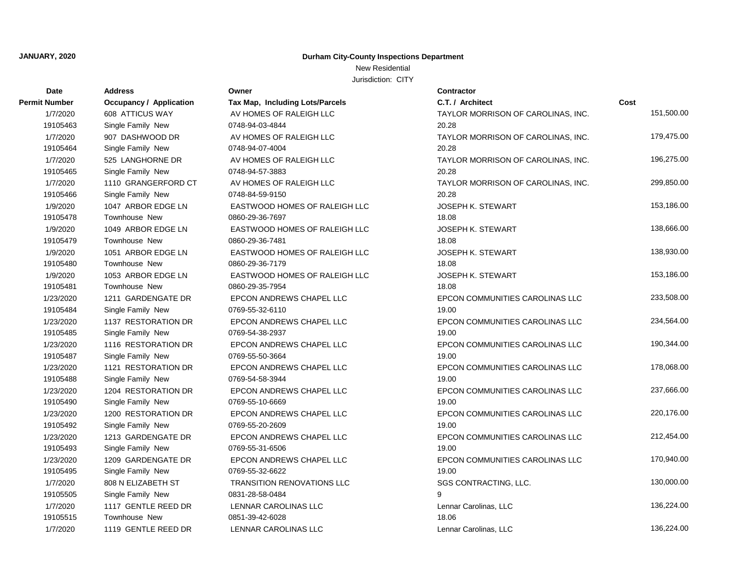**JANUARY, 2020**

**Durham City-County Inspections Department**

New Residential

Jurisdiction: CITY

| Date / Permit Number | Address / Occupancy / Application | Owner / Tax Map, Including Lots/Parcels | Contractor / C.T. / Architect | Cost |
|---|---|---|---|---|
| 1/7/2020 | 608 ATTICUS WAY | AV HOMES OF RALEIGH LLC | TAYLOR MORRISON OF CAROLINAS, INC. | 151,500.00 |
| 19105463 | Single Family New | 0748-94-03-4844 | 20.28 | |
| 1/7/2020 | 907 DASHWOOD DR | AV HOMES OF RALEIGH LLC | TAYLOR MORRISON OF CAROLINAS, INC. | 179,475.00 |
| 19105464 | Single Family New | 0748-94-07-4004 | 20.28 | |
| 1/7/2020 | 525 LANGHORNE DR | AV HOMES OF RALEIGH LLC | TAYLOR MORRISON OF CAROLINAS, INC. | 196,275.00 |
| 19105465 | Single Family New | 0748-94-57-3883 | 20.28 | |
| 1/7/2020 | 1110 GRANGERFORD CT | AV HOMES OF RALEIGH LLC | TAYLOR MORRISON OF CAROLINAS, INC. | 299,850.00 |
| 19105466 | Single Family New | 0748-84-59-9150 | 20.28 | |
| 1/9/2020 | 1047 ARBOR EDGE LN | EASTWOOD HOMES OF RALEIGH LLC | JOSEPH K. STEWART | 153,186.00 |
| 19105478 | Townhouse New | 0860-29-36-7697 | 18.08 | |
| 1/9/2020 | 1049 ARBOR EDGE LN | EASTWOOD HOMES OF RALEIGH LLC | JOSEPH K. STEWART | 138,666.00 |
| 19105479 | Townhouse New | 0860-29-36-7481 | 18.08 | |
| 1/9/2020 | 1051 ARBOR EDGE LN | EASTWOOD HOMES OF RALEIGH LLC | JOSEPH K. STEWART | 138,930.00 |
| 19105480 | Townhouse New | 0860-29-36-7179 | 18.08 | |
| 1/9/2020 | 1053 ARBOR EDGE LN | EASTWOOD HOMES OF RALEIGH LLC | JOSEPH K. STEWART | 153,186.00 |
| 19105481 | Townhouse New | 0860-29-35-7954 | 18.08 | |
| 1/23/2020 | 1211 GARDENGATE DR | EPCON ANDREWS CHAPEL LLC | EPCON COMMUNITIES CAROLINAS LLC | 233,508.00 |
| 19105484 | Single Family New | 0769-55-32-6110 | 19.00 | |
| 1/23/2020 | 1137 RESTORATION DR | EPCON ANDREWS CHAPEL LLC | EPCON COMMUNITIES CAROLINAS LLC | 234,564.00 |
| 19105485 | Single Family New | 0769-54-38-2937 | 19.00 | |
| 1/23/2020 | 1116 RESTORATION DR | EPCON ANDREWS CHAPEL LLC | EPCON COMMUNITIES CAROLINAS LLC | 190,344.00 |
| 19105487 | Single Family New | 0769-55-50-3664 | 19.00 | |
| 1/23/2020 | 1121 RESTORATION DR | EPCON ANDREWS CHAPEL LLC | EPCON COMMUNITIES CAROLINAS LLC | 178,068.00 |
| 19105488 | Single Family New | 0769-54-58-3944 | 19.00 | |
| 1/23/2020 | 1204 RESTORATION DR | EPCON ANDREWS CHAPEL LLC | EPCON COMMUNITIES CAROLINAS LLC | 237,666.00 |
| 19105490 | Single Family New | 0769-55-10-6669 | 19.00 | |
| 1/23/2020 | 1200 RESTORATION DR | EPCON ANDREWS CHAPEL LLC | EPCON COMMUNITIES CAROLINAS LLC | 220,176.00 |
| 19105492 | Single Family New | 0769-55-20-2609 | 19.00 | |
| 1/23/2020 | 1213 GARDENGATE DR | EPCON ANDREWS CHAPEL LLC | EPCON COMMUNITIES CAROLINAS LLC | 212,454.00 |
| 19105493 | Single Family New | 0769-55-31-6506 | 19.00 | |
| 1/23/2020 | 1209 GARDENGATE DR | EPCON ANDREWS CHAPEL LLC | EPCON COMMUNITIES CAROLINAS LLC | 170,940.00 |
| 19105495 | Single Family New | 0769-55-32-6622 | 19.00 | |
| 1/7/2020 | 808 N ELIZABETH ST | TRANSITION RENOVATIONS LLC | SGS CONTRACTING, LLC. | 130,000.00 |
| 19105505 | Single Family New | 0831-28-58-0484 | 9 | |
| 1/7/2020 | 1117 GENTLE REED DR | LENNAR CAROLINAS LLC | Lennar Carolinas, LLC | 136,224.00 |
| 19105515 | Townhouse New | 0851-39-42-6028 | 18.06 | |
| 1/7/2020 | 1119 GENTLE REED DR | LENNAR CAROLINAS LLC | Lennar Carolinas, LLC | 136,224.00 |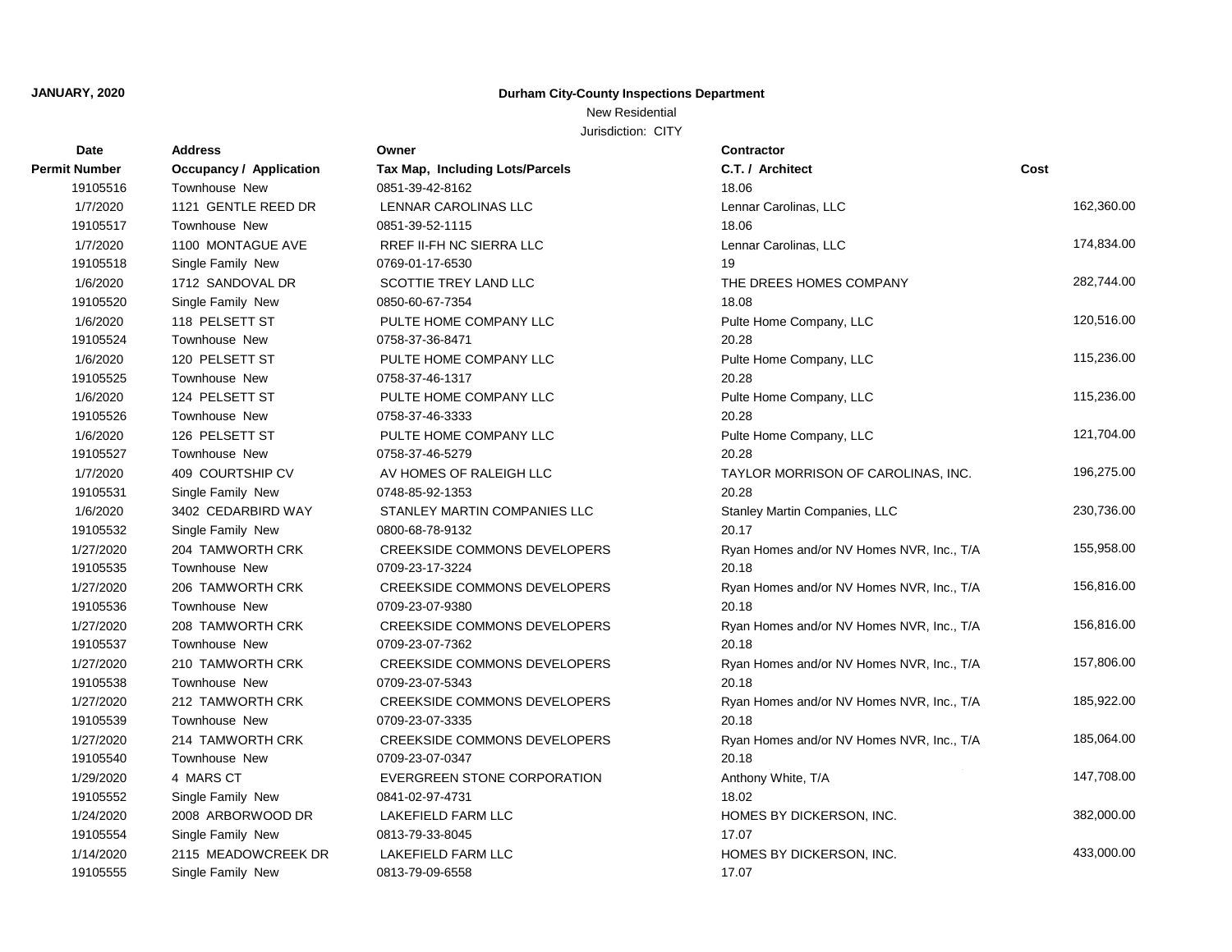**JANUARY, 2020**

**Durham City-County Inspections Department**

New Residential

Jurisdiction: CITY

| Date / Permit Number | Address / Occupancy / Application | Owner / Tax Map, Including Lots/Parcels | Contractor / C.T. / Architect | Cost |
|---|---|---|---|---|
| 19105516 | Townhouse New | 0851-39-42-8162 | 18.06 | |
| 1/7/2020 | 1121 GENTLE REED DR | LENNAR CAROLINAS LLC | Lennar Carolinas, LLC | 162,360.00 |
| 19105517 | Townhouse New | 0851-39-52-1115 | 18.06 | |
| 1/7/2020 | 1100 MONTAGUE AVE | RREF II-FH NC SIERRA LLC | Lennar Carolinas, LLC | 174,834.00 |
| 19105518 | Single Family New | 0769-01-17-6530 | 19 | |
| 1/6/2020 | 1712 SANDOVAL DR | SCOTTIE TREY LAND LLC | THE DREES HOMES COMPANY | 282,744.00 |
| 19105520 | Single Family New | 0850-60-67-7354 | 18.08 | |
| 1/6/2020 | 118 PELSETT ST | PULTE HOME COMPANY LLC | Pulte Home Company, LLC | 120,516.00 |
| 19105524 | Townhouse New | 0758-37-36-8471 | 20.28 | |
| 1/6/2020 | 120 PELSETT ST | PULTE HOME COMPANY LLC | Pulte Home Company, LLC | 115,236.00 |
| 19105525 | Townhouse New | 0758-37-46-1317 | 20.28 | |
| 1/6/2020 | 124 PELSETT ST | PULTE HOME COMPANY LLC | Pulte Home Company, LLC | 115,236.00 |
| 19105526 | Townhouse New | 0758-37-46-3333 | 20.28 | |
| 1/6/2020 | 126 PELSETT ST | PULTE HOME COMPANY LLC | Pulte Home Company, LLC | 121,704.00 |
| 19105527 | Townhouse New | 0758-37-46-5279 | 20.28 | |
| 1/7/2020 | 409 COURTSHIP CV | AV HOMES OF RALEIGH LLC | TAYLOR MORRISON OF CAROLINAS, INC. | 196,275.00 |
| 19105531 | Single Family New | 0748-85-92-1353 | 20.28 | |
| 1/6/2020 | 3402 CEDARBIRD WAY | STANLEY MARTIN COMPANIES LLC | Stanley Martin Companies, LLC | 230,736.00 |
| 19105532 | Single Family New | 0800-68-78-9132 | 20.17 | |
| 1/27/2020 | 204 TAMWORTH CRK | CREEKSIDE COMMONS DEVELOPERS | Ryan Homes and/or NV Homes NVR, Inc., T/A | 155,958.00 |
| 19105535 | Townhouse New | 0709-23-17-3224 | 20.18 | |
| 1/27/2020 | 206 TAMWORTH CRK | CREEKSIDE COMMONS DEVELOPERS | Ryan Homes and/or NV Homes NVR, Inc., T/A | 156,816.00 |
| 19105536 | Townhouse New | 0709-23-07-9380 | 20.18 | |
| 1/27/2020 | 208 TAMWORTH CRK | CREEKSIDE COMMONS DEVELOPERS | Ryan Homes and/or NV Homes NVR, Inc., T/A | 156,816.00 |
| 19105537 | Townhouse New | 0709-23-07-7362 | 20.18 | |
| 1/27/2020 | 210 TAMWORTH CRK | CREEKSIDE COMMONS DEVELOPERS | Ryan Homes and/or NV Homes NVR, Inc., T/A | 157,806.00 |
| 19105538 | Townhouse New | 0709-23-07-5343 | 20.18 | |
| 1/27/2020 | 212 TAMWORTH CRK | CREEKSIDE COMMONS DEVELOPERS | Ryan Homes and/or NV Homes NVR, Inc., T/A | 185,922.00 |
| 19105539 | Townhouse New | 0709-23-07-3335 | 20.18 | |
| 1/27/2020 | 214 TAMWORTH CRK | CREEKSIDE COMMONS DEVELOPERS | Ryan Homes and/or NV Homes NVR, Inc., T/A | 185,064.00 |
| 19105540 | Townhouse New | 0709-23-07-0347 | 20.18 | |
| 1/29/2020 | 4 MARS CT | EVERGREEN STONE CORPORATION | Anthony White, T/A | 147,708.00 |
| 19105552 | Single Family New | 0841-02-97-4731 | 18.02 | |
| 1/24/2020 | 2008 ARBORWOOD DR | LAKEFIELD FARM LLC | HOMES BY DICKERSON, INC. | 382,000.00 |
| 19105554 | Single Family New | 0813-79-33-8045 | 17.07 | |
| 1/14/2020 | 2115 MEADOWCREEK DR | LAKEFIELD FARM LLC | HOMES BY DICKERSON, INC. | 433,000.00 |
| 19105555 | Single Family New | 0813-79-09-6558 | 17.07 | |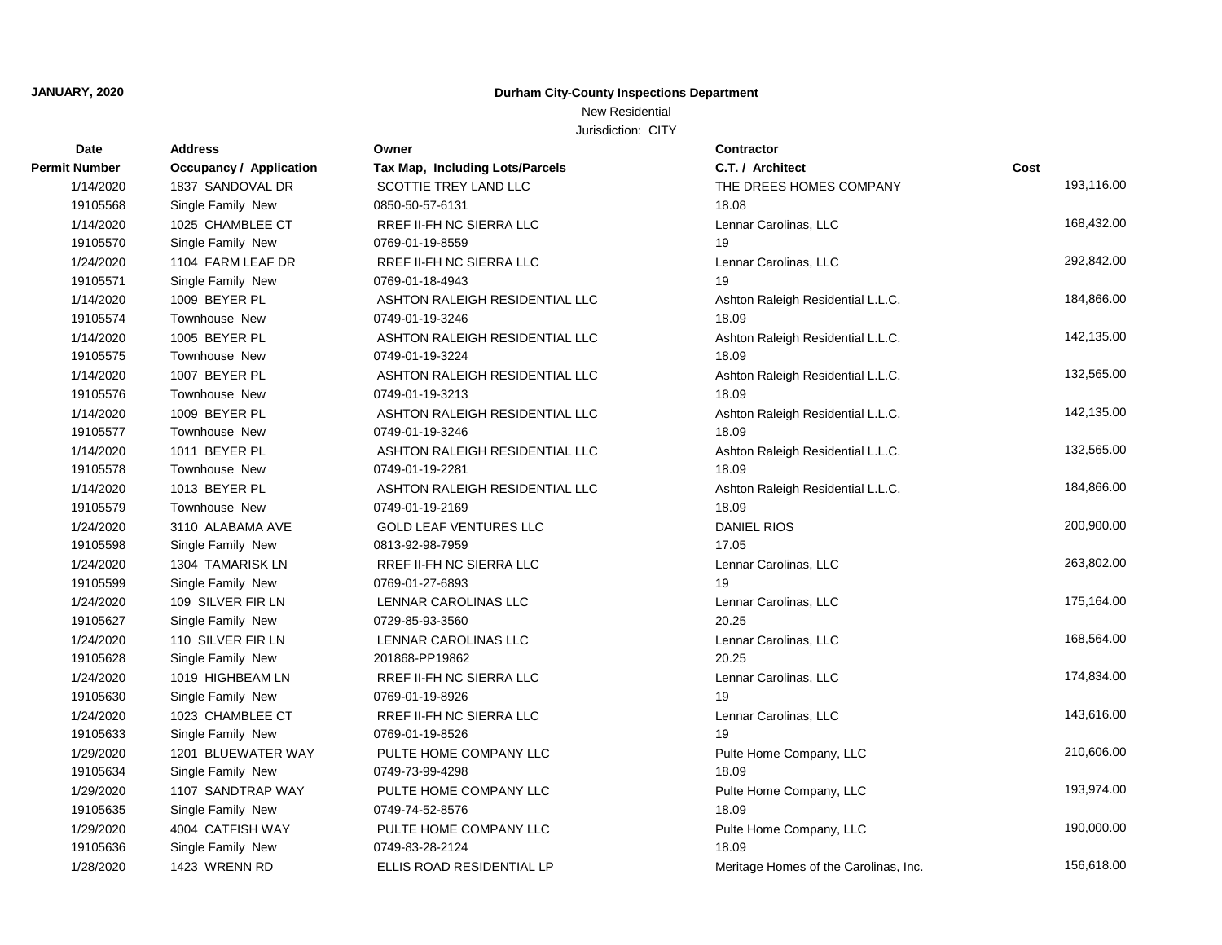**JANUARY, 2020**

**Durham City-County Inspections Department**

New Residential

Jurisdiction: CITY

| Date<br>Permit Number | Address<br>Occupancy / Application | Owner<br>Tax Map, Including Lots/Parcels | Contractor<br>C.T. / Architect | Cost |
|---|---|---|---|---|
| 1/14/2020<br>19105568 | 1837 SANDOVAL DR<br>Single Family New | SCOTTIE TREY LAND LLC<br>0850-50-57-6131 | THE DREES HOMES COMPANY<br>18.08 | 193,116.00 |
| 1/14/2020<br>19105570 | 1025 CHAMBLEE CT<br>Single Family New | RREF II-FH NC SIERRA LLC<br>0769-01-19-8559 | Lennar Carolinas, LLC<br>19 | 168,432.00 |
| 1/24/2020<br>19105571 | 1104 FARM LEAF DR<br>Single Family New | RREF II-FH NC SIERRA LLC<br>0769-01-18-4943 | Lennar Carolinas, LLC<br>19 | 292,842.00 |
| 1/14/2020<br>19105574 | 1009 BEYER PL<br>Townhouse New | ASHTON RALEIGH RESIDENTIAL LLC<br>0749-01-19-3246 | Ashton Raleigh Residential L.L.C.<br>18.09 | 184,866.00 |
| 1/14/2020<br>19105575 | 1005 BEYER PL<br>Townhouse New | ASHTON RALEIGH RESIDENTIAL LLC<br>0749-01-19-3224 | Ashton Raleigh Residential L.L.C.<br>18.09 | 142,135.00 |
| 1/14/2020<br>19105576 | 1007 BEYER PL<br>Townhouse New | ASHTON RALEIGH RESIDENTIAL LLC<br>0749-01-19-3213 | Ashton Raleigh Residential L.L.C.<br>18.09 | 132,565.00 |
| 1/14/2020<br>19105577 | 1009 BEYER PL<br>Townhouse New | ASHTON RALEIGH RESIDENTIAL LLC<br>0749-01-19-3246 | Ashton Raleigh Residential L.L.C.<br>18.09 | 142,135.00 |
| 1/14/2020<br>19105578 | 1011 BEYER PL<br>Townhouse New | ASHTON RALEIGH RESIDENTIAL LLC<br>0749-01-19-2281 | Ashton Raleigh Residential L.L.C.<br>18.09 | 132,565.00 |
| 1/14/2020<br>19105579 | 1013 BEYER PL<br>Townhouse New | ASHTON RALEIGH RESIDENTIAL LLC<br>0749-01-19-2169 | Ashton Raleigh Residential L.L.C.<br>18.09 | 184,866.00 |
| 1/24/2020<br>19105598 | 3110 ALABAMA AVE<br>Single Family New | GOLD LEAF VENTURES LLC<br>0813-92-98-7959 | DANIEL RIOS<br>17.05 | 200,900.00 |
| 1/24/2020<br>19105599 | 1304 TAMARISK LN<br>Single Family New | RREF II-FH NC SIERRA LLC<br>0769-01-27-6893 | Lennar Carolinas, LLC<br>19 | 263,802.00 |
| 1/24/2020<br>19105627 | 109 SILVER FIR LN<br>Single Family New | LENNAR CAROLINAS LLC<br>0729-85-93-3560 | Lennar Carolinas, LLC<br>20.25 | 175,164.00 |
| 1/24/2020<br>19105628 | 110 SILVER FIR LN<br>Single Family New | LENNAR CAROLINAS LLC<br>201868-PP19862 | Lennar Carolinas, LLC<br>20.25 | 168,564.00 |
| 1/24/2020<br>19105630 | 1019 HIGHBEAM LN<br>Single Family New | RREF II-FH NC SIERRA LLC<br>0769-01-19-8926 | Lennar Carolinas, LLC<br>19 | 174,834.00 |
| 1/24/2020<br>19105633 | 1023 CHAMBLEE CT<br>Single Family New | RREF II-FH NC SIERRA LLC<br>0769-01-19-8526 | Lennar Carolinas, LLC<br>19 | 143,616.00 |
| 1/29/2020<br>19105634 | 1201 BLUEWATER WAY<br>Single Family New | PULTE HOME COMPANY LLC<br>0749-73-99-4298 | Pulte Home Company, LLC<br>18.09 | 210,606.00 |
| 1/29/2020<br>19105635 | 1107 SANDTRAP WAY<br>Single Family New | PULTE HOME COMPANY LLC<br>0749-74-52-8576 | Pulte Home Company, LLC<br>18.09 | 193,974.00 |
| 1/29/2020<br>19105636 | 4004 CATFISH WAY<br>Single Family New | PULTE HOME COMPANY LLC<br>0749-83-28-2124 | Pulte Home Company, LLC<br>18.09 | 190,000.00 |
| 1/28/2020 | 1423 WRENN RD | ELLIS ROAD RESIDENTIAL LP | Meritage Homes of the Carolinas, Inc. | 156,618.00 |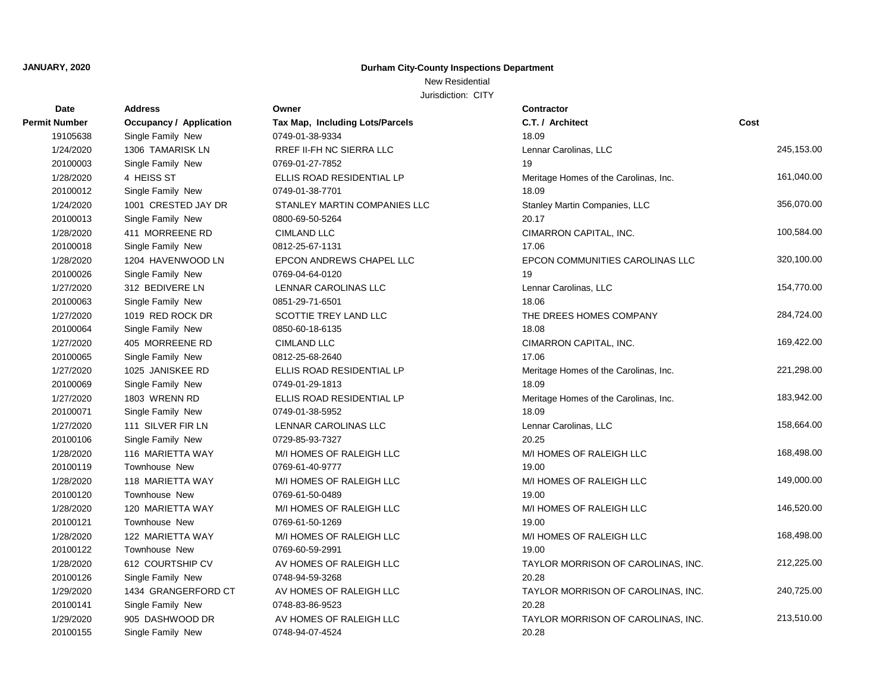**JANUARY, 2020**

**Durham City-County Inspections Department**

New Residential

Jurisdiction: CITY

| Date / Permit Number | Address / Occupancy / Application | Owner / Tax Map, Including Lots/Parcels | Contractor / C.T. / Architect | Cost |
|---|---|---|---|---|
| 19105638 | Single Family New | 0749-01-38-9334 | 18.09 | |
| 1/24/2020 | 1306 TAMARISK LN | RREF II-FH NC SIERRA LLC | Lennar Carolinas, LLC | 245,153.00 |
| 20100003 | Single Family New | 0769-01-27-7852 | 19 | |
| 1/28/2020 | 4 HEISS ST | ELLIS ROAD RESIDENTIAL LP | Meritage Homes of the Carolinas, Inc. | 161,040.00 |
| 20100012 | Single Family New | 0749-01-38-7701 | 18.09 | |
| 1/24/2020 | 1001 CRESTED JAY DR | STANLEY MARTIN COMPANIES LLC | Stanley Martin Companies, LLC | 356,070.00 |
| 20100013 | Single Family New | 0800-69-50-5264 | 20.17 | |
| 1/28/2020 | 411 MORREENE RD | CIMLAND LLC | CIMARRON CAPITAL, INC. | 100,584.00 |
| 20100018 | Single Family New | 0812-25-67-1131 | 17.06 | |
| 1/28/2020 | 1204 HAVENWOOD LN | EPCON ANDREWS CHAPEL LLC | EPCON COMMUNITIES CAROLINAS LLC | 320,100.00 |
| 20100026 | Single Family New | 0769-04-64-0120 | 19 | |
| 1/27/2020 | 312 BEDIVERE LN | LENNAR CAROLINAS LLC | Lennar Carolinas, LLC | 154,770.00 |
| 20100063 | Single Family New | 0851-29-71-6501 | 18.06 | |
| 1/27/2020 | 1019 RED ROCK DR | SCOTTIE TREY LAND LLC | THE DREES HOMES COMPANY | 284,724.00 |
| 20100064 | Single Family New | 0850-60-18-6135 | 18.08 | |
| 1/27/2020 | 405 MORREENE RD | CIMLAND LLC | CIMARRON CAPITAL, INC. | 169,422.00 |
| 20100065 | Single Family New | 0812-25-68-2640 | 17.06 | |
| 1/27/2020 | 1025 JANISKEE RD | ELLIS ROAD RESIDENTIAL LP | Meritage Homes of the Carolinas, Inc. | 221,298.00 |
| 20100069 | Single Family New | 0749-01-29-1813 | 18.09 | |
| 1/27/2020 | 1803 WRENN RD | ELLIS ROAD RESIDENTIAL LP | Meritage Homes of the Carolinas, Inc. | 183,942.00 |
| 20100071 | Single Family New | 0749-01-38-5952 | 18.09 | |
| 1/27/2020 | 111 SILVER FIR LN | LENNAR CAROLINAS LLC | Lennar Carolinas, LLC | 158,664.00 |
| 20100106 | Single Family New | 0729-85-93-7327 | 20.25 | |
| 1/28/2020 | 116 MARIETTA WAY | M/I HOMES OF RALEIGH LLC | M/I HOMES OF RALEIGH LLC | 168,498.00 |
| 20100119 | Townhouse New | 0769-61-40-9777 | 19.00 | |
| 1/28/2020 | 118 MARIETTA WAY | M/I HOMES OF RALEIGH LLC | M/I HOMES OF RALEIGH LLC | 149,000.00 |
| 20100120 | Townhouse New | 0769-61-50-0489 | 19.00 | |
| 1/28/2020 | 120 MARIETTA WAY | M/I HOMES OF RALEIGH LLC | M/I HOMES OF RALEIGH LLC | 146,520.00 |
| 20100121 | Townhouse New | 0769-61-50-1269 | 19.00 | |
| 1/28/2020 | 122 MARIETTA WAY | M/I HOMES OF RALEIGH LLC | M/I HOMES OF RALEIGH LLC | 168,498.00 |
| 20100122 | Townhouse New | 0769-60-59-2991 | 19.00 | |
| 1/28/2020 | 612 COURTSHIP CV | AV HOMES OF RALEIGH LLC | TAYLOR MORRISON OF CAROLINAS, INC. | 212,225.00 |
| 20100126 | Single Family New | 0748-94-59-3268 | 20.28 | |
| 1/29/2020 | 1434 GRANGERFORD CT | AV HOMES OF RALEIGH LLC | TAYLOR MORRISON OF CAROLINAS, INC. | 240,725.00 |
| 20100141 | Single Family New | 0748-83-86-9523 | 20.28 | |
| 1/29/2020 | 905 DASHWOOD DR | AV HOMES OF RALEIGH LLC | TAYLOR MORRISON OF CAROLINAS, INC. | 213,510.00 |
| 20100155 | Single Family New | 0748-94-07-4524 | 20.28 | |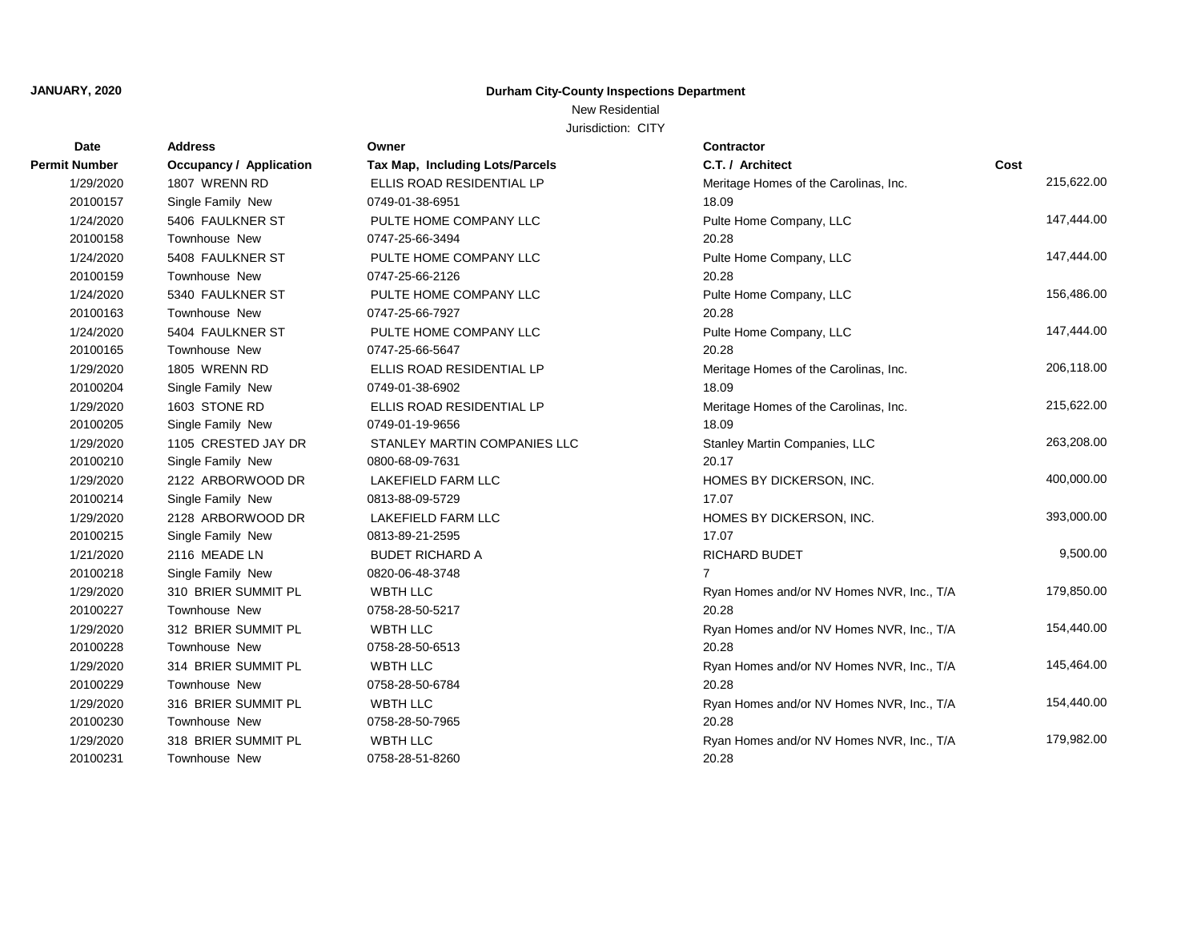**JANUARY, 2020**

**Durham City-County Inspections Department**

New Residential

Jurisdiction: CITY

| Date / Permit Number | Address / Occupancy / Application | Owner / Tax Map, Including Lots/Parcels | Contractor / C.T. / Architect | Cost |
|---|---|---|---|---|
| 1/29/2020 | 1807 WRENN RD | ELLIS ROAD RESIDENTIAL LP | Meritage Homes of the Carolinas, Inc. | 215,622.00 |
| 20100157 | Single Family New | 0749-01-38-6951 | 18.09 | |
| 1/24/2020 | 5406 FAULKNER ST | PULTE HOME COMPANY LLC | Pulte Home Company, LLC | 147,444.00 |
| 20100158 | Townhouse New | 0747-25-66-3494 | 20.28 | |
| 1/24/2020 | 5408 FAULKNER ST | PULTE HOME COMPANY LLC | Pulte Home Company, LLC | 147,444.00 |
| 20100159 | Townhouse New | 0747-25-66-2126 | 20.28 | |
| 1/24/2020 | 5340 FAULKNER ST | PULTE HOME COMPANY LLC | Pulte Home Company, LLC | 156,486.00 |
| 20100163 | Townhouse New | 0747-25-66-7927 | 20.28 | |
| 1/24/2020 | 5404 FAULKNER ST | PULTE HOME COMPANY LLC | Pulte Home Company, LLC | 147,444.00 |
| 20100165 | Townhouse New | 0747-25-66-5647 | 20.28 | |
| 1/29/2020 | 1805 WRENN RD | ELLIS ROAD RESIDENTIAL LP | Meritage Homes of the Carolinas, Inc. | 206,118.00 |
| 20100204 | Single Family New | 0749-01-38-6902 | 18.09 | |
| 1/29/2020 | 1603 STONE RD | ELLIS ROAD RESIDENTIAL LP | Meritage Homes of the Carolinas, Inc. | 215,622.00 |
| 20100205 | Single Family New | 0749-01-19-9656 | 18.09 | |
| 1/29/2020 | 1105 CRESTED JAY DR | STANLEY MARTIN COMPANIES LLC | Stanley Martin Companies, LLC | 263,208.00 |
| 20100210 | Single Family New | 0800-68-09-7631 | 20.17 | |
| 1/29/2020 | 2122 ARBORWOOD DR | LAKEFIELD FARM LLC | HOMES BY DICKERSON, INC. | 400,000.00 |
| 20100214 | Single Family New | 0813-88-09-5729 | 17.07 | |
| 1/29/2020 | 2128 ARBORWOOD DR | LAKEFIELD FARM LLC | HOMES BY DICKERSON, INC. | 393,000.00 |
| 20100215 | Single Family New | 0813-89-21-2595 | 17.07 | |
| 1/21/2020 | 2116 MEADE LN | BUDET RICHARD A | RICHARD BUDET | 9,500.00 |
| 20100218 | Single Family New | 0820-06-48-3748 | 7 | |
| 1/29/2020 | 310 BRIER SUMMIT PL | WBTH LLC | Ryan Homes and/or NV Homes NVR, Inc., T/A | 179,850.00 |
| 20100227 | Townhouse New | 0758-28-50-5217 | 20.28 | |
| 1/29/2020 | 312 BRIER SUMMIT PL | WBTH LLC | Ryan Homes and/or NV Homes NVR, Inc., T/A | 154,440.00 |
| 20100228 | Townhouse New | 0758-28-50-6513 | 20.28 | |
| 1/29/2020 | 314 BRIER SUMMIT PL | WBTH LLC | Ryan Homes and/or NV Homes NVR, Inc., T/A | 145,464.00 |
| 20100229 | Townhouse New | 0758-28-50-6784 | 20.28 | |
| 1/29/2020 | 316 BRIER SUMMIT PL | WBTH LLC | Ryan Homes and/or NV Homes NVR, Inc., T/A | 154,440.00 |
| 20100230 | Townhouse New | 0758-28-50-7965 | 20.28 | |
| 1/29/2020 | 318 BRIER SUMMIT PL | WBTH LLC | Ryan Homes and/or NV Homes NVR, Inc., T/A | 179,982.00 |
| 20100231 | Townhouse New | 0758-28-51-8260 | 20.28 | |